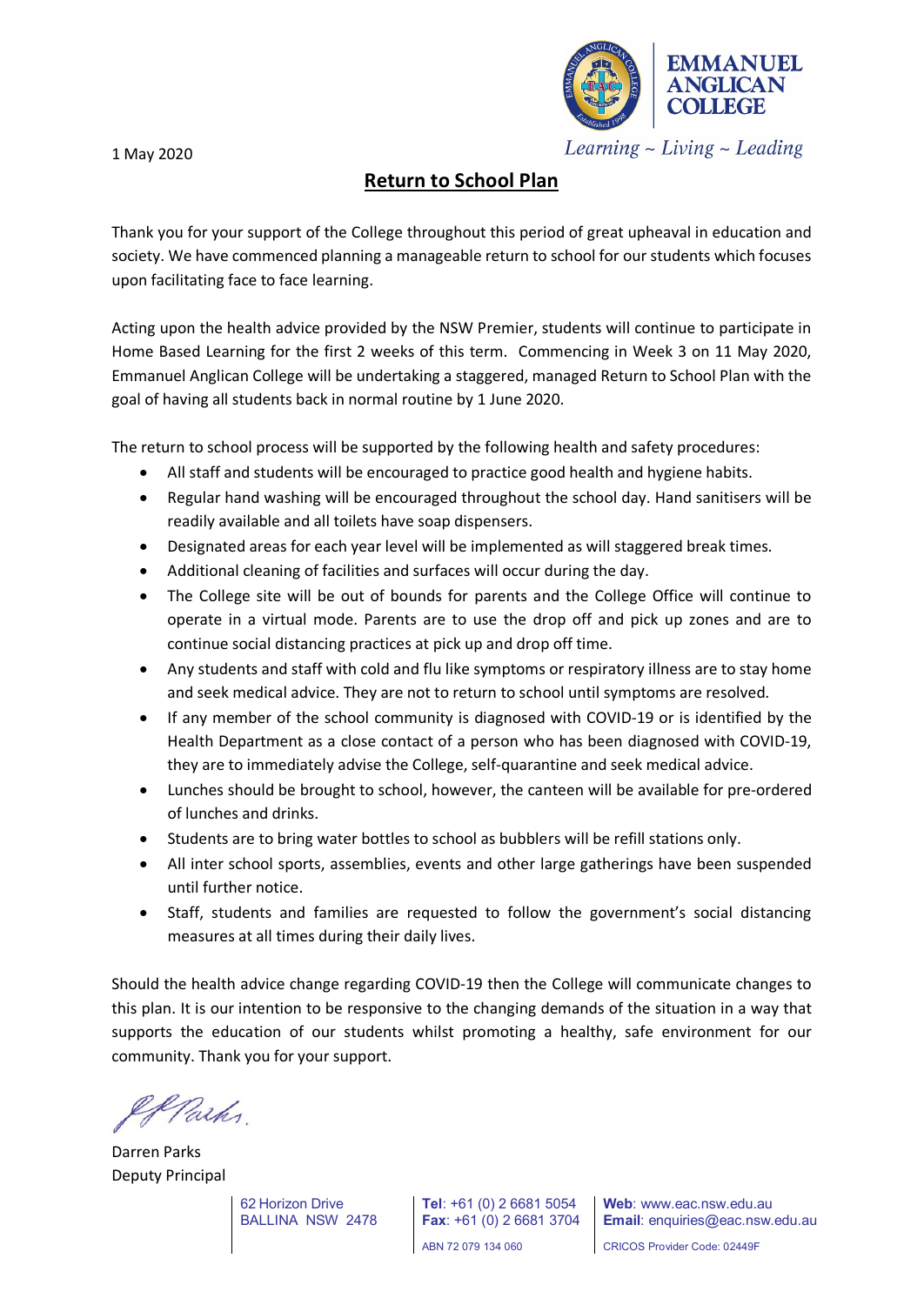**EMMANUEL ANGLICAN COLLEGE**

*Learning ~ Living ~ Leading*

1 May 2020

## Return to School Plan

Thank you for your support of the College throughout this period of great upheaval in education and society. We have commenced planning a manageable return to school for our students which focuses upon facilitating face to face learning.

Acting upon the health advice provided by the NSW Premier, students will continue to participate in Home Based Learning for the first 2 weeks of this term. Commencing in Week 3 on 11 May 2020, Emmanuel Anglican College will be undertaking a staggered, managed Return to School Plan with the goal of having all students back in normal routine by 1 June 2020.

The return to school process will be supported by the following health and safety procedures:

- All staff and students will be encouraged to practice good health and hygiene habits.
- Regular hand washing will be encouraged throughout the school day. Hand sanitisers will be readily available and all toilets have soap dispensers.
- Designated areas for each year level will be implemented as will staggered break times.
- Additional cleaning of facilities and surfaces will occur during the day.
- The College site will be out of bounds for parents and the College Office will continue to operate in a virtual mode. Parents are to use the drop off and pick up zones and are to continue social distancing practices at pick up and drop off time.
- Any students and staff with cold and flu like symptoms or respiratory illness are to stay home and seek medical advice. They are not to return to school until symptoms are resolved.
- If any member of the school community is diagnosed with COVID-19 or is identified by the Health Department as a close contact of a person who has been diagnosed with COVID-19, they are to immediately advise the College, self-quarantine and seek medical advice.
- Lunches should be brought to school, however, the canteen will be available for pre-ordered of lunches and drinks.
- Students are to bring water bottles to school as bubblers will be refill stations only.
- All inter school sports, assemblies, events and other large gatherings have been suspended until further notice.
- Staff, students and families are requested to follow the government's social distancing measures at all times during their daily lives.

Should the health advice change regarding COVID-19 then the College will communicate changes to this plan. It is our intention to be responsive to the changing demands of the situation in a way that supports the education of our students whilst promoting a healthy, safe environment for our community. Thank you for your support.

Darren Parks
Deputy Principal

62 Horizon Drive
BALLINA NSW 2478

**Tel**: +61 (0) 2 6681 5054
**Fax**: +61 (0) 2 6681 3704
ABN 72 079 134 060

**Web**: www.eac.nsw.edu.au
**Email**: enquiries@eac.nsw.edu.au
CRICOS Provider Code: 02449F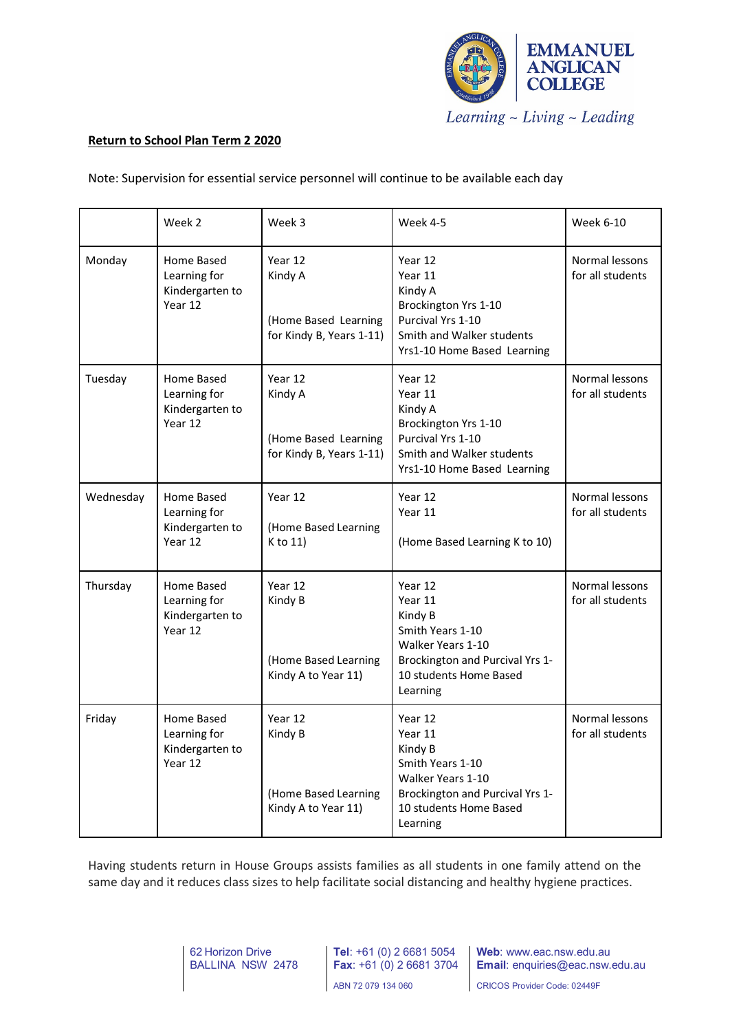**Return to School Plan Term 2 2020**

Note: Supervision for essential service personnel will continue to be available each day

| | Week 2 | Week 3 | Week 4-5 | Week 6-10 |
|---|---|---|---|---|
| Monday | Home Based Learning for Kindergarten to Year 12 | Year 12<br>Kindy A<br><br>(Home Based Learning for Kindy B, Years 1-11) | Year 12<br>Year 11<br>Kindy A<br>Brockington Yrs 1-10<br>Purcival Yrs 1-10<br>Smith and Walker students Yrs1-10 Home Based Learning | Normal lessons for all students |
| Tuesday | Home Based Learning for Kindergarten to Year 12 | Year 12<br>Kindy A<br><br>(Home Based Learning for Kindy B, Years 1-11) | Year 12<br>Year 11<br>Kindy A<br>Brockington Yrs 1-10<br>Purcival Yrs 1-10<br>Smith and Walker students Yrs1-10 Home Based Learning | Normal lessons for all students |
| Wednesday | Home Based Learning for Kindergarten to Year 12 | Year 12<br><br>(Home Based Learning K to 11) | Year 12<br>Year 11<br><br>(Home Based Learning K to 10) | Normal lessons for all students |
| Thursday | Home Based Learning for Kindergarten to Year 12 | Year 12<br>Kindy B<br><br>(Home Based Learning Kindy A to Year 11) | Year 12<br>Year 11<br>Kindy B<br>Smith Years 1-10<br>Walker Years 1-10<br>Brockington and Purcival Yrs 1-10 students Home Based Learning | Normal lessons for all students |
| Friday | Home Based Learning for Kindergarten to Year 12 | Year 12<br>Kindy B<br><br>(Home Based Learning Kindy A to Year 11) | Year 12<br>Year 11<br>Kindy B<br>Smith Years 1-10<br>Walker Years 1-10<br>Brockington and Purcival Yrs 1-10 students Home Based Learning | Normal lessons for all students |

Having students return in House Groups assists families as all students in one family attend on the same day and it reduces class sizes to help facilitate social distancing and healthy hygiene practices.